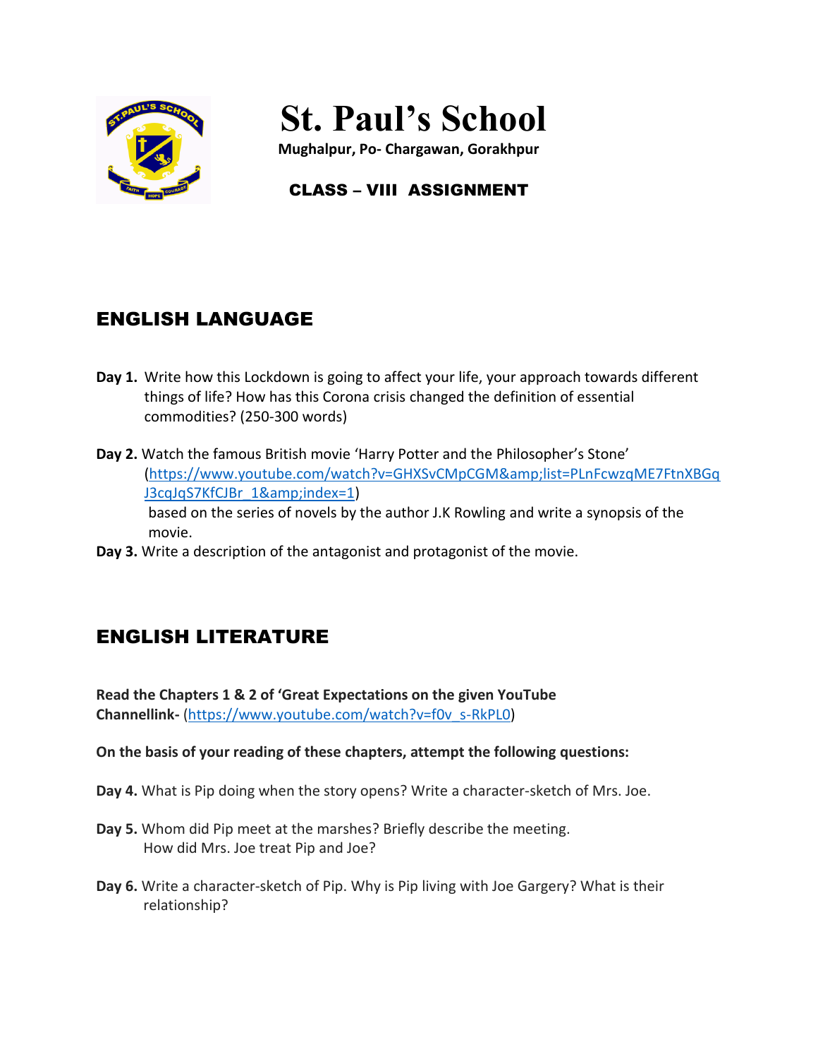# St. Paul's School

**Mughalpur, Po- Chargawan, Gorakhpur**

**CLASS – VIII ASSIGNMENT**

## ENGLISH LANGUAGE

**Day 1.** Write how this Lockdown is going to affect your life, your approach towards different things of life? How has this Corona crisis changed the definition of essential commodities? (250-300 words)

**Day 2.** Watch the famous British movie 'Harry Potter and the Philosopher's Stone' (https://www.youtube.com/watch?v=GHXSvCMpCGM&amp;list=PLnFcwzqME7FtnXBGqJ3cqJqS7KfCJBr_1&amp;index=1) based on the series of novels by the author J.K Rowling and write a synopsis of the movie.

**Day 3.** Write a description of the antagonist and protagonist of the movie.

## ENGLISH LITERATURE

**Read the Chapters 1 & 2 of 'Great Expectations on the given YouTube Channellink-** (https://www.youtube.com/watch?v=f0v_s-RkPL0)

**On the basis of your reading of these chapters, attempt the following questions:**

**Day 4.** What is Pip doing when the story opens? Write a character-sketch of Mrs. Joe.

**Day 5.** Whom did Pip meet at the marshes? Briefly describe the meeting. How did Mrs. Joe treat Pip and Joe?

**Day 6.** Write a character-sketch of Pip. Why is Pip living with Joe Gargery? What is their relationship?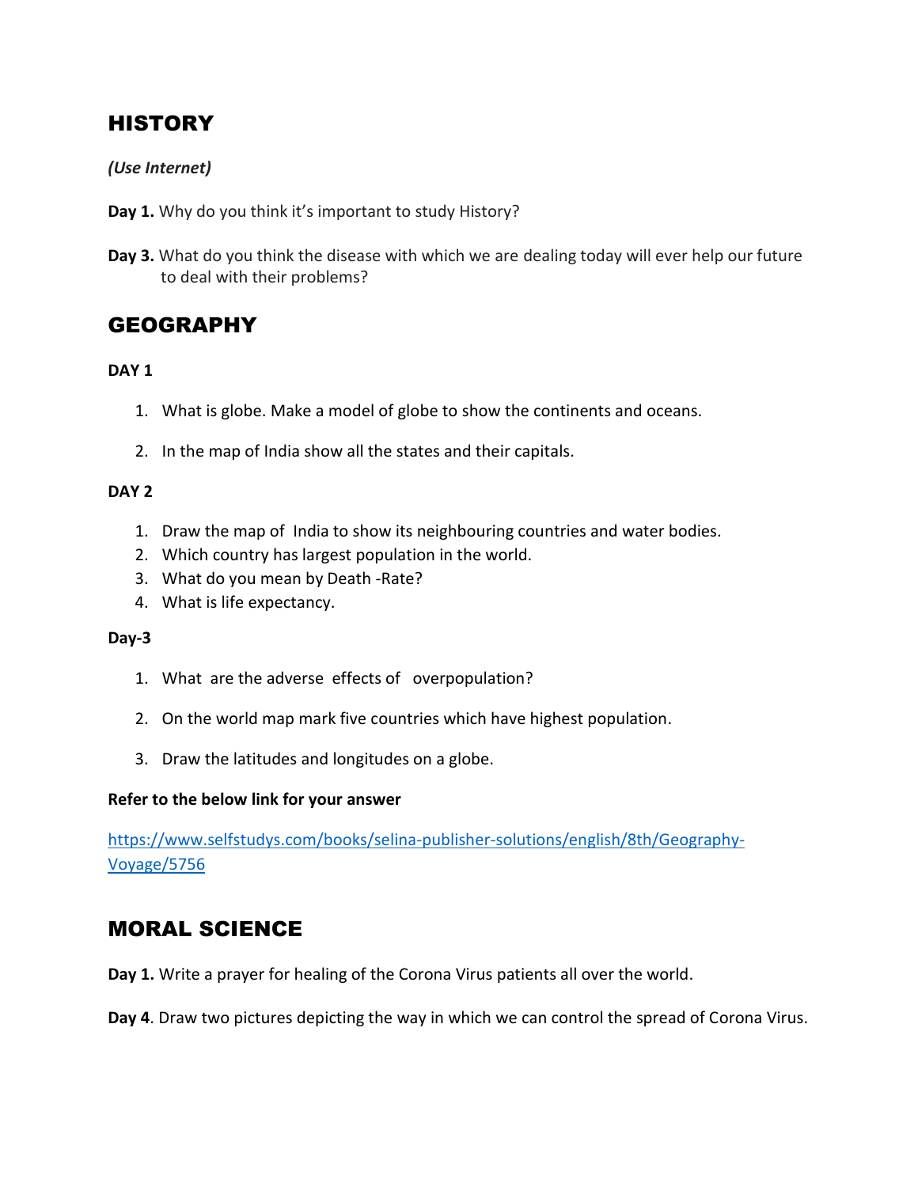## HISTORY

***(Use Internet)***

**Day 1.** Why do you think it's important to study History?

**Day 3.** What do you think the disease with which we are dealing today will ever help our future to deal with their problems?

## GEOGRAPHY

**DAY 1**

1. What is globe. Make a model of globe to show the continents and oceans.

2. In the map of India show all the states and their capitals.

**DAY 2**

1. Draw the map of India to show its neighbouring countries and water bodies.
2. Which country has largest population in the world.
3. What do you mean by Death -Rate?
4. What is life expectancy.

**Day-3**

1. What are the adverse effects of overpopulation?

2. On the world map mark five countries which have highest population.

3. Draw the latitudes and longitudes on a globe.

**Refer to the below link for your answer**

https://www.selfstudys.com/books/selina-publisher-solutions/english/8th/Geography-Voyage/5756

## MORAL SCIENCE

**Day 1.** Write a prayer for healing of the Corona Virus patients all over the world.

**Day 4**. Draw two pictures depicting the way in which we can control the spread of Corona Virus.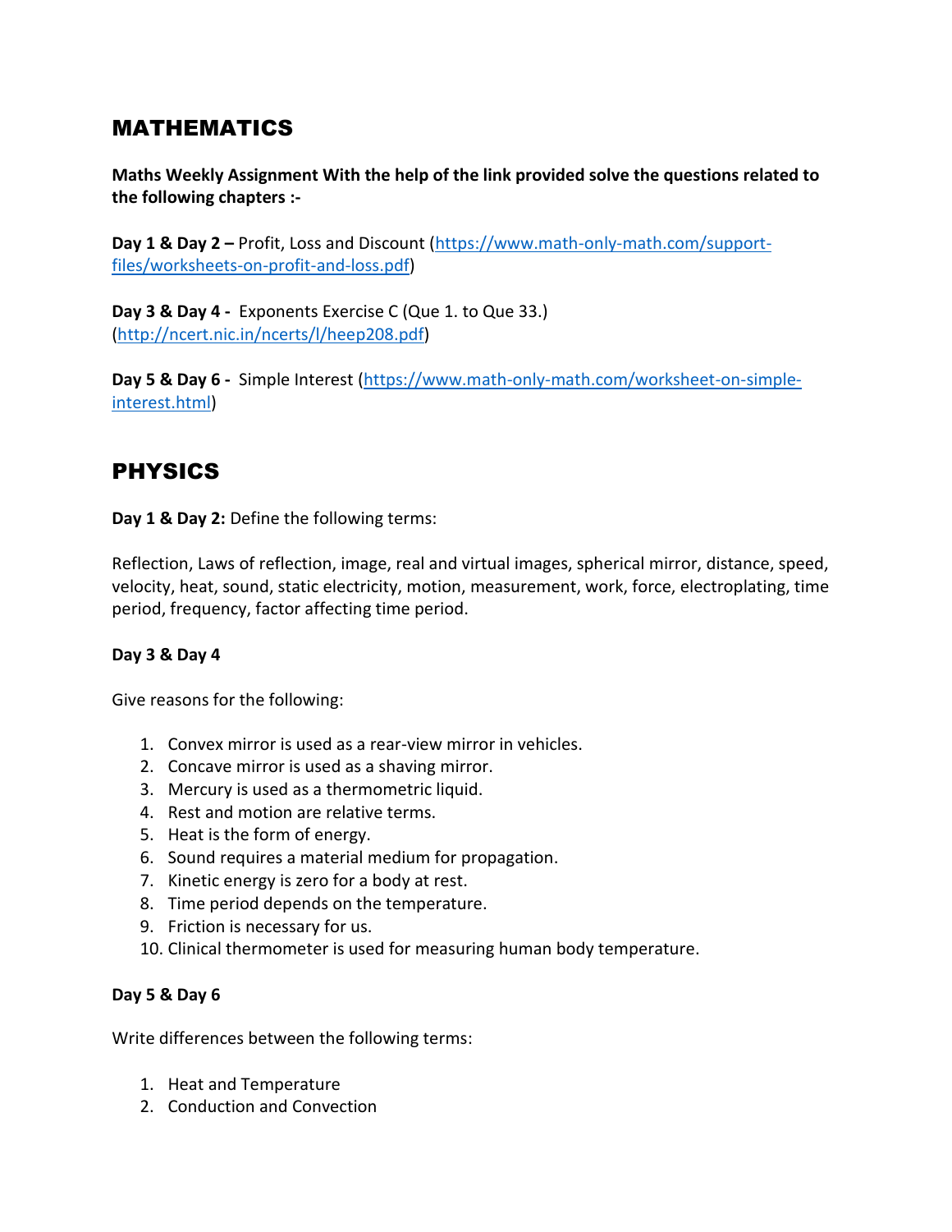## MATHEMATICS

**Maths Weekly Assignment With the help of the link provided solve the questions related to the following chapters :-**

**Day 1 & Day 2 –** Profit, Loss and Discount (https://www.math-only-math.com/support-files/worksheets-on-profit-and-loss.pdf)

**Day 3 & Day 4 -** Exponents Exercise C (Que 1. to Que 33.) (http://ncert.nic.in/ncerts/l/heep208.pdf)

**Day 5 & Day 6 -** Simple Interest (https://www.math-only-math.com/worksheet-on-simple-interest.html)

## PHYSICS

**Day 1 & Day 2:** Define the following terms:

Reflection, Laws of reflection, image, real and virtual images, spherical mirror, distance, speed, velocity, heat, sound, static electricity, motion, measurement, work, force, electroplating, time period, frequency, factor affecting time period.

**Day 3 & Day 4**

Give reasons for the following:

1. Convex mirror is used as a rear-view mirror in vehicles.
2. Concave mirror is used as a shaving mirror.
3. Mercury is used as a thermometric liquid.
4. Rest and motion are relative terms.
5. Heat is the form of energy.
6. Sound requires a material medium for propagation.
7. Kinetic energy is zero for a body at rest.
8. Time period depends on the temperature.
9. Friction is necessary for us.
10. Clinical thermometer is used for measuring human body temperature.

**Day 5 & Day 6**

Write differences between the following terms:

1. Heat and Temperature
2. Conduction and Convection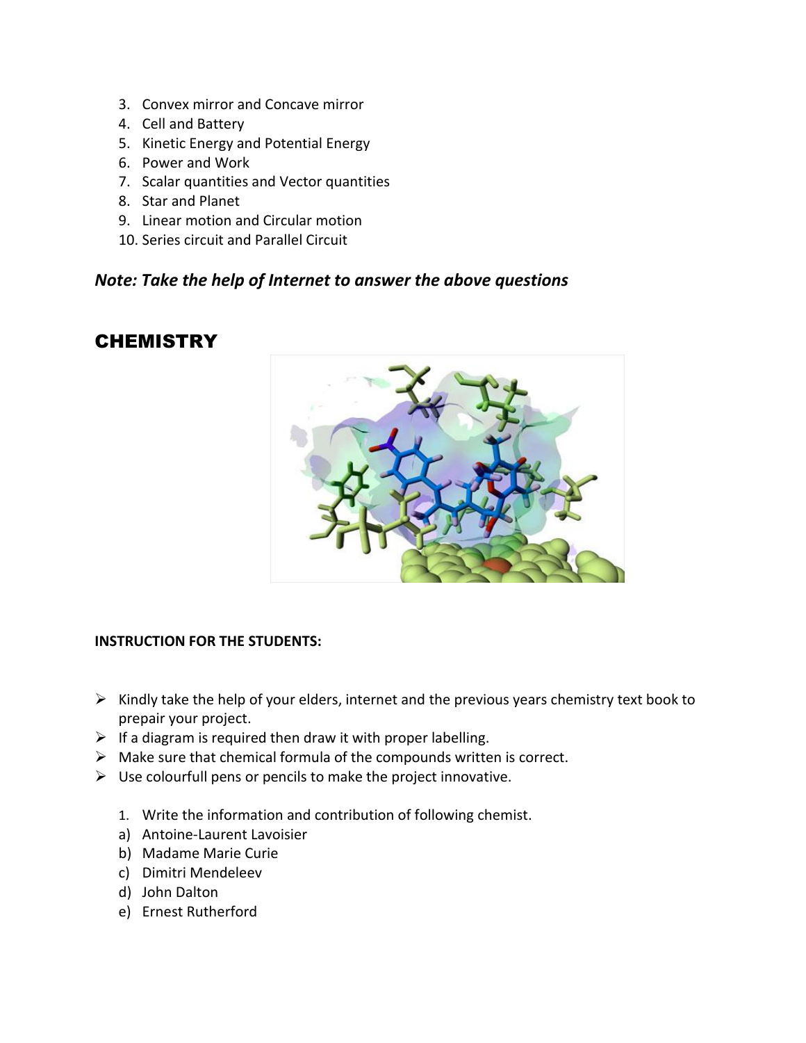3. Convex mirror and Concave mirror
4. Cell and Battery
5. Kinetic Energy and Potential Energy
6. Power and Work
7. Scalar quantities and Vector quantities
8. Star and Planet
9. Linear motion and Circular motion
10. Series circuit and Parallel Circuit

***Note: Take the help of Internet to answer the above questions***

## CHEMISTRY

**INSTRUCTION FOR THE STUDENTS:**

- Kindly take the help of your elders, internet and the previous years chemistry text book to prepair your project.
- If a diagram is required then draw it with proper labelling.
- Make sure that chemical formula of the compounds written is correct.
- Use colourfull pens or pencils to make the project innovative.

1. Write the information and contribution of following chemist.

a) Antoine-Laurent Lavoisier
b) Madame Marie Curie
c) Dimitri Mendeleev
d) John Dalton
e) Ernest Rutherford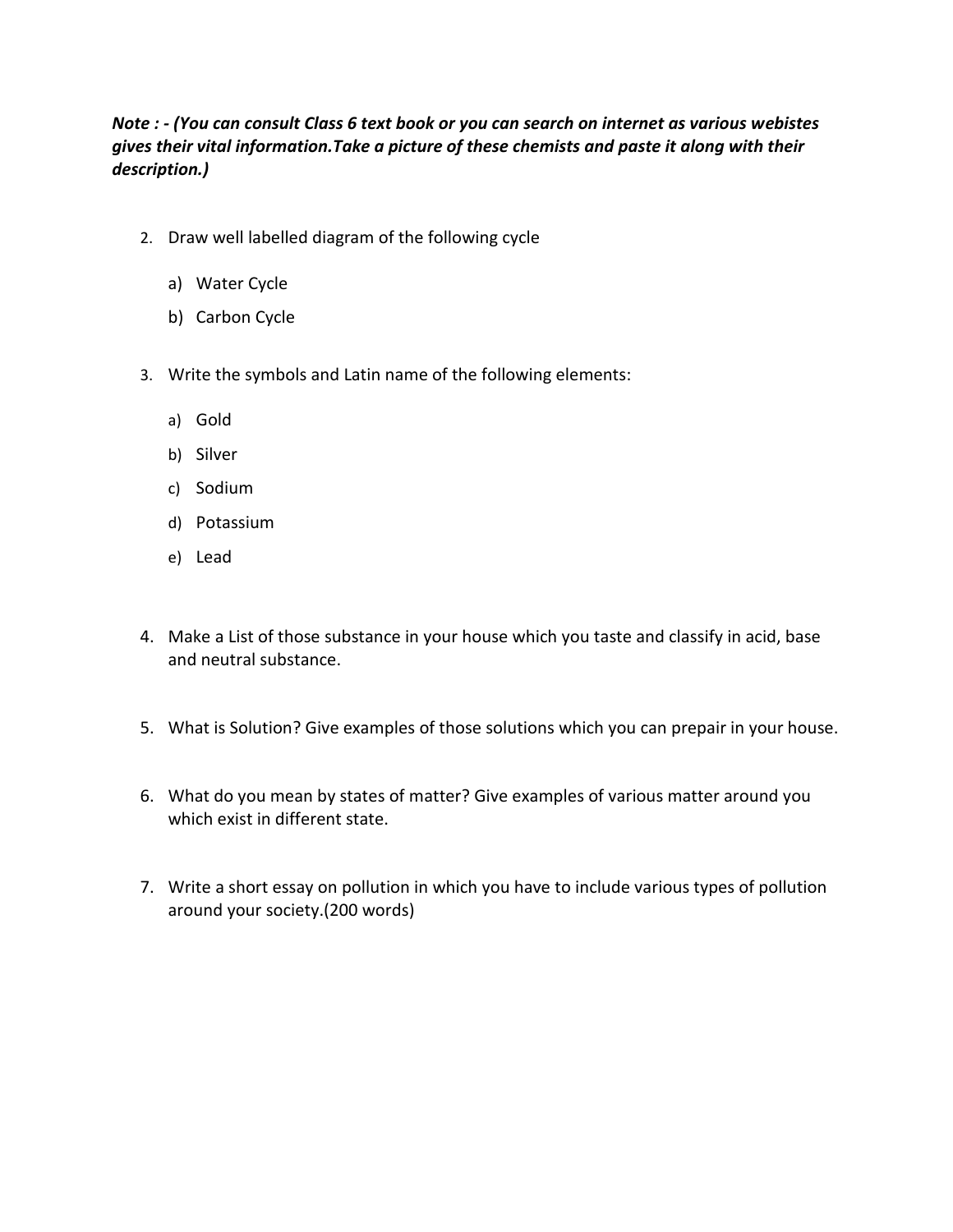***Note : - (You can consult Class 6 text book or you can search on internet as various webistes gives their vital information.Take a picture of these chemists and paste it along with their description.)***

2. Draw well labelled diagram of the following cycle

   a) Water Cycle

   b) Carbon Cycle

3. Write the symbols and Latin name of the following elements:

   a) Gold

   b) Silver

   c) Sodium

   d) Potassium

   e) Lead

4. Make a List of those substance in your house which you taste and classify in acid, base and neutral substance.

5. What is Solution? Give examples of those solutions which you can prepair in your house.

6. What do you mean by states of matter? Give examples of various matter around you which exist in different state.

7. Write a short essay on pollution in which you have to include various types of pollution around your society.(200 words)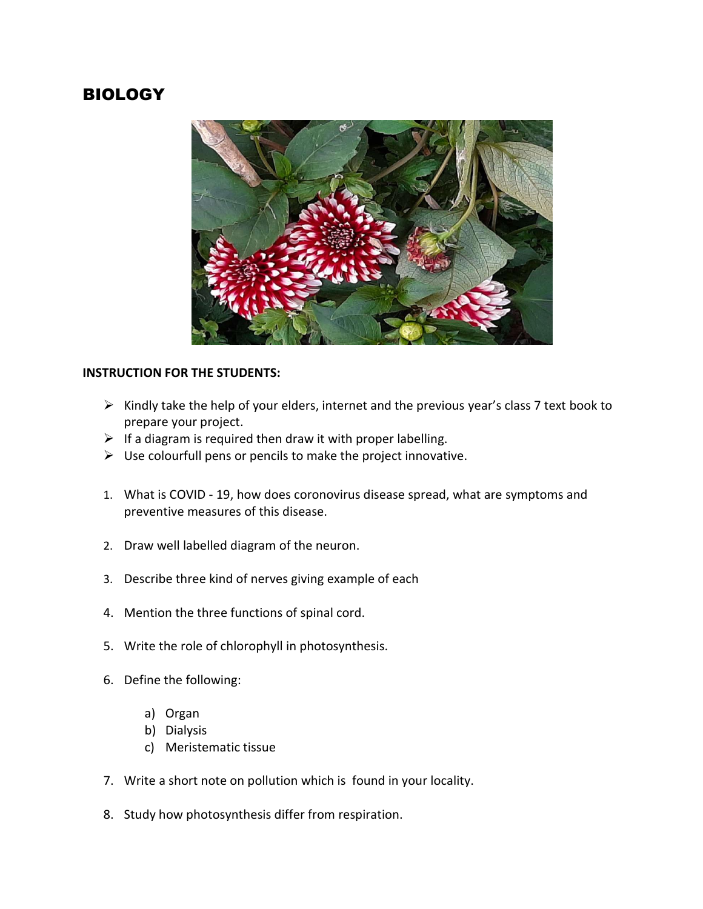# BIOLOGY

**INSTRUCTION FOR THE STUDENTS:**

- Kindly take the help of your elders, internet and the previous year's class 7 text book to prepare your project.
- If a diagram is required then draw it with proper labelling.
- Use colourfull pens or pencils to make the project innovative.

1. What is COVID - 19, how does coronovirus disease spread, what are symptoms and preventive measures of this disease.

2. Draw well labelled diagram of the neuron.

3. Describe three kind of nerves giving example of each

4. Mention the three functions of spinal cord.

5. Write the role of chlorophyll in photosynthesis.

6. Define the following:

   a) Organ
   b) Dialysis
   c) Meristematic tissue

7. Write a short note on pollution which is found in your locality.

8. Study how photosynthesis differ from respiration.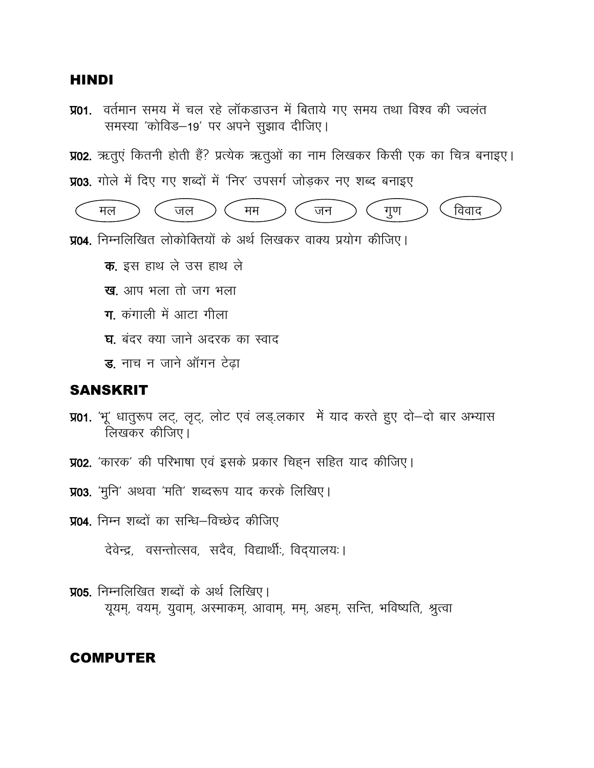## HINDI

**प्र01.** वर्तमान समय में चल रहे लॉकडाउन में बिताये गए समय तथा विश्व की ज्वलंत समस्या 'कोविड–19' पर अपने सुझाव दीजिए।

**प्र02.** ऋतुएं कितनी होती हैं? प्रत्येक ऋतुओं का नाम लिखकर किसी एक का चित्र बनाइए।

**प्र03.** गोले में दिए गए शब्दों में 'निर' उपसर्ग जोड़कर नए शब्द बनाइए

मल | जल | मम | जन | गुण | विवाद

**प्र04.** निम्नलिखित लोकोक्तियों के अर्थ लिखकर वाक्य प्रयोग कीजिए।

**क.** इस हाथ ले उस हाथ ले

**ख.** आप भला तो जग भला

**ग.** कंगाली में आटा गीला

**घ.** बंदर क्या जाने अदरक का स्वाद

**ङ.** नाच न जाने ऑगन टेढ़ा

## SANSKRIT

**प्र01.** 'भू' धातुरूप लट्, लृट्, लोट एवं लङ्.लकार में याद करते हुए दो–दो बार अभ्यास लिखकर कीजिए।

**प्र02.** 'कारक' की परिभाषा एवं इसके प्रकार चिह्न सहित याद कीजिए।

**प्र03.** 'मुनि' अथवा 'मति' शब्दरूप याद करके लिखिए।

**प्र04.** निम्न शब्दों का सन्धि–विच्छेद कीजिए

देवेन्द्र, वसन्तोत्सव, सदैव, विद्यार्थीः, विद्यालयः।

**प्र05.** निम्नलिखित शब्दों के अर्थ लिखिए।
यूयम्, वयम्, युवाम्, अस्माकम्, आवाम्, मम्, अहम्, सन्ति, भविष्यति, श्रुत्वा

## COMPUTER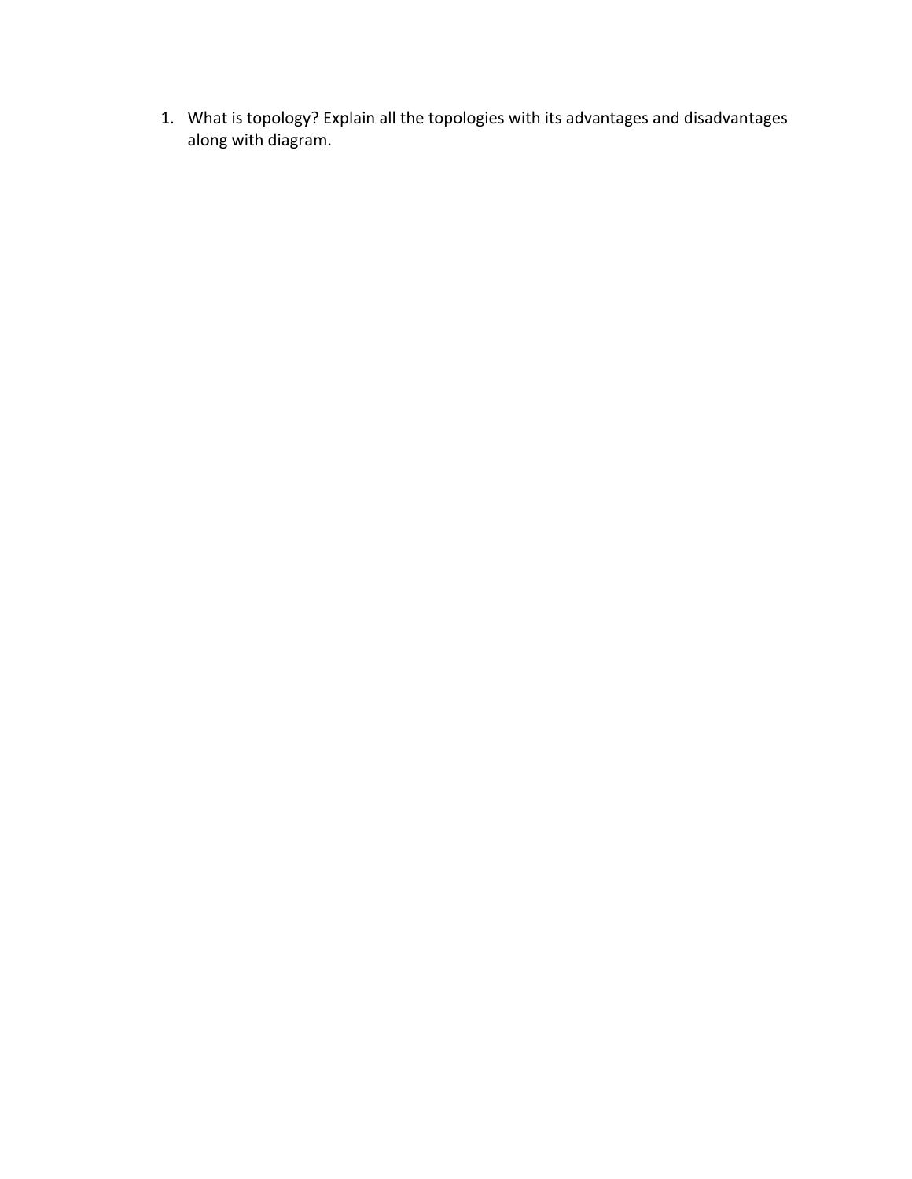1. What is topology? Explain all the topologies with its advantages and disadvantages along with diagram.